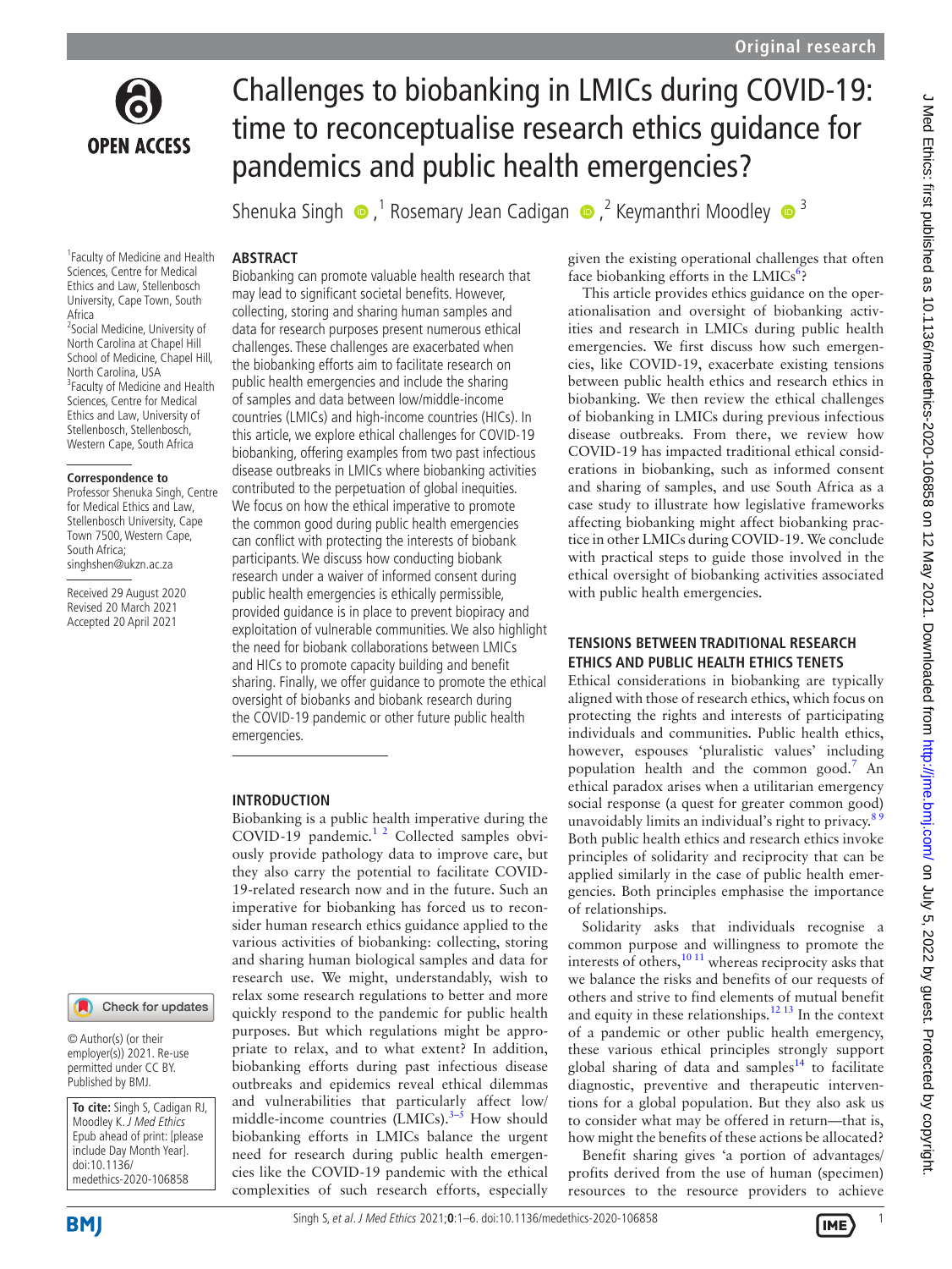Original research

# Challenges to biobanking in LMICs during COVID-19: time to reconceptualise research ethics guidance for pandemics and public health emergencies?

Shenuka Singh [1], Rosemary Jean Cadigan [2], Keymanthri Moodley [3]

[1] Faculty of Medicine and Health Sciences, Centre for Medical Ethics and Law, Stellenbosch University, Cape Town, South Africa
[2] Social Medicine, University of North Carolina at Chapel Hill School of Medicine, Chapel Hill, North Carolina, USA
[3] Faculty of Medicine and Health Sciences, Centre for Medical Ethics and Law, University of Stellenbosch, Stellenbosch, Western Cape, South Africa

**Correspondence to**
Professor Shenuka Singh, Centre for Medical Ethics and Law, Stellenbosch University, Cape Town 7500, Western Cape, South Africa; singhshen@ukzn.ac.za

Received 29 August 2020
Revised 20 March 2021
Accepted 20 April 2021

© Author(s) (or their employer(s)) 2021. Re-use permitted under CC BY. Published by BMJ.

**To cite:** Singh S, Cadigan RJ, Moodley K. *J Med Ethics* Epub ahead of print: [please include Day Month Year]. doi:10.1136/medethics-2020-106858

## ABSTRACT

Biobanking can promote valuable health research that may lead to significant societal benefits. However, collecting, storing and sharing human samples and data for research purposes present numerous ethical challenges. These challenges are exacerbated when the biobanking efforts aim to facilitate research on public health emergencies and include the sharing of samples and data between low/middle-income countries (LMICs) and high-income countries (HICs). In this article, we explore ethical challenges for COVID-19 biobanking, offering examples from two past infectious disease outbreaks in LMICs where biobanking activities contributed to the perpetuation of global inequities. We focus on how the ethical imperative to promote the common good during public health emergencies can conflict with protecting the interests of biobank participants. We discuss how conducting biobank research under a waiver of informed consent during public health emergencies is ethically permissible, provided guidance is in place to prevent biopiracy and exploitation of vulnerable communities. We also highlight the need for biobank collaborations between LMICs and HICs to promote capacity building and benefit sharing. Finally, we offer guidance to promote the ethical oversight of biobanks and biobank research during the COVID-19 pandemic or other future public health emergencies.

## INTRODUCTION

Biobanking is a public health imperative during the COVID-19 pandemic.[1,2] Collected samples obviously provide pathology data to improve care, but they also carry the potential to facilitate COVID-19-related research now and in the future. Such an imperative for biobanking has forced us to reconsider human research ethics guidance applied to the various activities of biobanking: collecting, storing and sharing human biological samples and data for research use. We might, understandably, wish to relax some research regulations to better and more quickly respond to the pandemic for public health purposes. But which regulations might be appropriate to relax, and to what extent? In addition, biobanking efforts during past infectious disease outbreaks and epidemics reveal ethical dilemmas and vulnerabilities that particularly affect low/middle-income countries (LMICs).[3–5] How should biobanking efforts in LMICs balance the urgent need for research during public health emergencies like the COVID-19 pandemic with the ethical complexities of such research efforts, especially given the existing operational challenges that often face biobanking efforts in the LMICs[6]?

This article provides ethics guidance on the operationalisation and oversight of biobanking activities and research in LMICs during public health emergencies. We first discuss how such emergencies, like COVID-19, exacerbate existing tensions between public health ethics and research ethics in biobanking. We then review the ethical challenges of biobanking in LMICs during previous infectious disease outbreaks. From there, we review how COVID-19 has impacted traditional ethical considerations in biobanking, such as informed consent and sharing of samples, and use South Africa as a case study to illustrate how legislative frameworks affecting biobanking might affect biobanking practice in other LMICs during COVID-19. We conclude with practical steps to guide those involved in the ethical oversight of biobanking activities associated with public health emergencies.

## TENSIONS BETWEEN TRADITIONAL RESEARCH ETHICS AND PUBLIC HEALTH ETHICS TENETS

Ethical considerations in biobanking are typically aligned with those of research ethics, which focus on protecting the rights and interests of participating individuals and communities. Public health ethics, however, espouses 'pluralistic values' including population health and the common good.[7] An ethical paradox arises when a utilitarian emergency social response (a quest for greater common good) unavoidably limits an individual's right to privacy.[8,9] Both public health ethics and research ethics invoke principles of solidarity and reciprocity that can be applied similarly in the case of public health emergencies. Both principles emphasise the importance of relationships.

Solidarity asks that individuals recognise a common purpose and willingness to promote the interests of others,[10,11] whereas reciprocity asks that we balance the risks and benefits of our requests of others and strive to find elements of mutual benefit and equity in these relationships.[12,13] In the context of a pandemic or other public health emergency, these various ethical principles strongly support global sharing of data and samples[14] to facilitate diagnostic, preventive and therapeutic interventions for a global population. But they also ask us to consider what may be offered in return—that is, how might the benefits of these actions be allocated?

Benefit sharing gives 'a portion of advantages/profits derived from the use of human (specimen) resources to the resource providers to achieve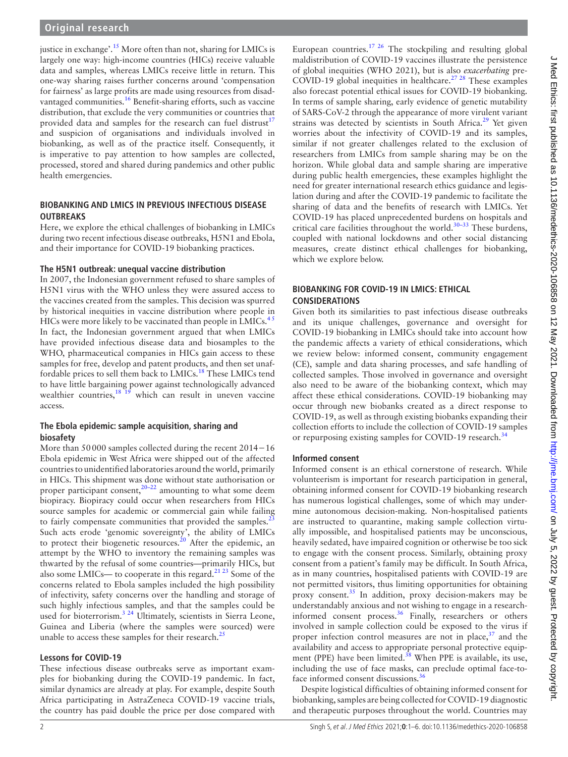justice in exchange'.[15] More often than not, sharing for LMICs is largely one way: high-income countries (HICs) receive valuable data and samples, whereas LMICs receive little in return. This one-way sharing raises further concerns around 'compensation for fairness' as large profits are made using resources from disadvantaged communities.[16] Benefit-sharing efforts, such as vaccine distribution, that exclude the very communities or countries that provided data and samples for the research can fuel distrust[17] and suspicion of organisations and individuals involved in biobanking, as well as of the practice itself. Consequently, it is imperative to pay attention to how samples are collected, processed, stored and shared during pandemics and other public health emergencies.

## BIOBANKING AND LMICS IN PREVIOUS INFECTIOUS DISEASE OUTBREAKS

Here, we explore the ethical challenges of biobanking in LMICs during two recent infectious disease outbreaks, H5N1 and Ebola, and their importance for COVID-19 biobanking practices.

### The H5N1 outbreak: unequal vaccine distribution

In 2007, the Indonesian government refused to share samples of H5N1 virus with the WHO unless they were assured access to the vaccines created from the samples. This decision was spurred by historical inequities in vaccine distribution where people in HICs were more likely to be vaccinated than people in LMICs.[4,5] In fact, the Indonesian government argued that when LMICs have provided infectious disease data and biosamples to the WHO, pharmaceutical companies in HICs gain access to these samples for free, develop and patent products, and then set unaffordable prices to sell them back to LMICs.[18] These LMICs tend to have little bargaining power against technologically advanced wealthier countries,[18,19] which can result in uneven vaccine access.

### The Ebola epidemic: sample acquisition, sharing and biosafety

More than 50 000 samples collected during the recent 2014−16 Ebola epidemic in West Africa were shipped out of the affected countries to unidentified laboratories around the world, primarily in HICs. This shipment was done without state authorisation or proper participant consent,[20–22] amounting to what some deem biopiracy. Biopiracy could occur when researchers from HICs source samples for academic or commercial gain while failing to fairly compensate communities that provided the samples.[23] Such acts erode 'genomic sovereignty', the ability of LMICs to protect their biogenetic resources.[20] After the epidemic, an attempt by the WHO to inventory the remaining samples was thwarted by the refusal of some countries—primarily HICs, but also some LMICs— to cooperate in this regard.[21,23] Some of the concerns related to Ebola samples included the high possibility of infectivity, safety concerns over the handling and storage of such highly infectious samples, and that the samples could be used for bioterrorism.[3,24] Ultimately, scientists in Sierra Leone, Guinea and Liberia (where the samples were sourced) were unable to access these samples for their research.[25]

### Lessons for COVID-19

These infectious disease outbreaks serve as important examples for biobanking during the COVID-19 pandemic. In fact, similar dynamics are already at play. For example, despite South Africa participating in AstraZeneca COVID-19 vaccine trials, the country has paid double the price per dose compared with European countries.[17,26] The stockpiling and resulting global maldistribution of COVID-19 vaccines illustrate the persistence of global inequities (WHO 2021), but is also *exacerbating* pre-COVID-19 global inequities in healthcare.[27,28] These examples also forecast potential ethical issues for COVID-19 biobanking. In terms of sample sharing, early evidence of genetic mutability of SARS-CoV-2 through the appearance of more virulent variant strains was detected by scientists in South Africa.[29] Yet given worries about the infectivity of COVID-19 and its samples, similar if not greater challenges related to the exclusion of researchers from LMICs from sample sharing may be on the horizon. While global data and sample sharing are imperative during public health emergencies, these examples highlight the need for greater international research ethics guidance and legislation during and after the COVID-19 pandemic to facilitate the sharing of data and the benefits of research with LMICs. Yet COVID-19 has placed unprecedented burdens on hospitals and critical care facilities throughout the world.[30–33] These burdens, coupled with national lockdowns and other social distancing measures, create distinct ethical challenges for biobanking, which we explore below.

## BIOBANKING FOR COVID-19 IN LMICS: ETHICAL CONSIDERATIONS

Given both its similarities to past infectious disease outbreaks and its unique challenges, governance and oversight for COVID-19 biobanking in LMICs should take into account how the pandemic affects a variety of ethical considerations, which we review below: informed consent, community engagement (CE), sample and data sharing processes, and safe handling of collected samples. Those involved in governance and oversight also need to be aware of the biobanking context, which may affect these ethical considerations. COVID-19 biobanking may occur through new biobanks created as a direct response to COVID-19, as well as through existing biobanks expanding their collection efforts to include the collection of COVID-19 samples or repurposing existing samples for COVID-19 research.[34]

### Informed consent

Informed consent is an ethical cornerstone of research. While volunteerism is important for research participation in general, obtaining informed consent for COVID-19 biobanking research has numerous logistical challenges, some of which may undermine autonomous decision-making. Non-hospitalised patients are instructed to quarantine, making sample collection virtually impossible, and hospitalised patients may be unconscious, heavily sedated, have impaired cognition or otherwise be too sick to engage with the consent process. Similarly, obtaining proxy consent from a patient's family may be difficult. In South Africa, as in many countries, hospitalised patients with COVID-19 are not permitted visitors, thus limiting opportunities for obtaining proxy consent.[35] In addition, proxy decision-makers may be understandably anxious and not wishing to engage in a research-informed consent process.[36] Finally, researchers or others involved in sample collection could be exposed to the virus if proper infection control measures are not in place,[37] and the availability and access to appropriate personal protective equipment (PPE) have been limited.[38] When PPE is available, its use, including the use of face masks, can preclude optimal face-to-face informed consent discussions.[36]

Despite logistical difficulties of obtaining informed consent for biobanking, samples are being collected for COVID-19 diagnostic and therapeutic purposes throughout the world. Countries may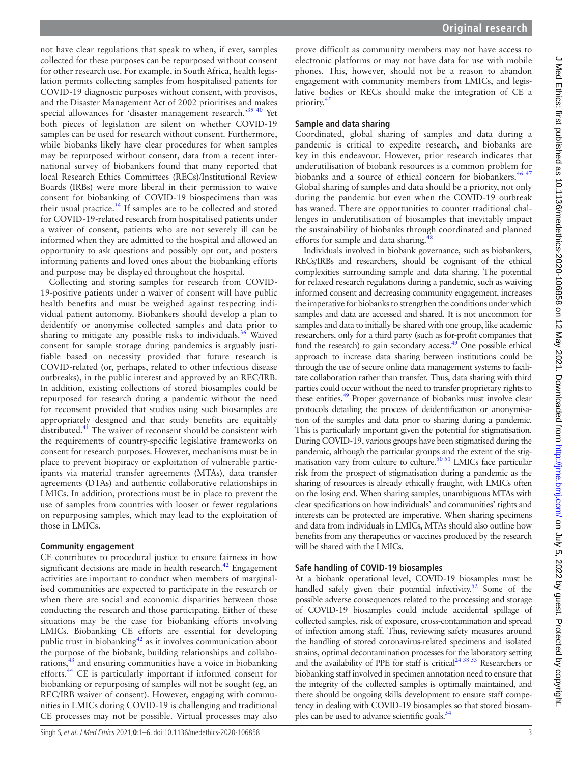not have clear regulations that speak to when, if ever, samples collected for these purposes can be repurposed without consent for other research use. For example, in South Africa, health legislation permits collecting samples from hospitalised patients for COVID-19 diagnostic purposes without consent, with provisos, and the Disaster Management Act of 2002 prioritises and makes special allowances for 'disaster management research.'[39 40] Yet both pieces of legislation are silent on whether COVID-19 samples can be used for research without consent. Furthermore, while biobanks likely have clear procedures for when samples may be repurposed without consent, data from a recent international survey of biobankers found that many reported that local Research Ethics Committees (RECs)/Institutional Review Boards (IRBs) were more liberal in their permission to waive consent for biobanking of COVID-19 biospecimens than was their usual practice.[34] If samples are to be collected and stored for COVID-19-related research from hospitalised patients under a waiver of consent, patients who are not severely ill can be informed when they are admitted to the hospital and allowed an opportunity to ask questions and possibly opt out, and posters informing patients and loved ones about the biobanking efforts and purpose may be displayed throughout the hospital.

Collecting and storing samples for research from COVID-19-positive patients under a waiver of consent will have public health benefits and must be weighed against respecting individual patient autonomy. Biobankers should develop a plan to deidentify or anonymise collected samples and data prior to sharing to mitigate any possible risks to individuals.[36] Waived consent for sample storage during pandemics is arguably justifiable based on necessity provided that future research is COVID-related (or, perhaps, related to other infectious disease outbreaks), in the public interest and approved by an REC/IRB. In addition, existing collections of stored biosamples could be repurposed for research during a pandemic without the need for reconsent provided that studies using such biosamples are appropriately designed and that study benefits are equitably distributed.[41] The waiver of reconsent should be consistent with the requirements of country-specific legislative frameworks on consent for research purposes. However, mechanisms must be in place to prevent biopiracy or exploitation of vulnerable participants via material transfer agreements (MTAs), data transfer agreements (DTAs) and authentic collaborative relationships in LMICs. In addition, protections must be in place to prevent the use of samples from countries with looser or fewer regulations on repurposing samples, which may lead to the exploitation of those in LMICs.

### Community engagement

CE contributes to procedural justice to ensure fairness in how significant decisions are made in health research.[42] Engagement activities are important to conduct when members of marginalised communities are expected to participate in the research or when there are social and economic disparities between those conducting the research and those participating. Either of these situations may be the case for biobanking efforts involving LMICs. Biobanking CE efforts are essential for developing public trust in biobanking[42] as it involves communication about the purpose of the biobank, building relationships and collaborations,[43] and ensuring communities have a voice in biobanking efforts.[44] CE is particularly important if informed consent for biobanking or repurposing of samples will not be sought (eg, an REC/IRB waiver of consent). However, engaging with communities in LMICs during COVID-19 is challenging and traditional CE processes may not be possible. Virtual processes may also prove difficult as community members may not have access to electronic platforms or may not have data for use with mobile phones. This, however, should not be a reason to abandon engagement with community members from LMICs, and legislative bodies or RECs should make the integration of CE a priority.[45]

### Sample and data sharing

Coordinated, global sharing of samples and data during a pandemic is critical to expedite research, and biobanks are key in this endeavour. However, prior research indicates that underutilisation of biobank resources is a common problem for biobanks and a source of ethical concern for biobankers.[46 47] Global sharing of samples and data should be a priority, not only during the pandemic but even when the COVID-19 outbreak has waned. There are opportunities to counter traditional challenges in underutilisation of biosamples that inevitably impact the sustainability of biobanks through coordinated and planned efforts for sample and data sharing.[48]

Individuals involved in biobank governance, such as biobankers, RECs/IRBs and researchers, should be cognisant of the ethical complexities surrounding sample and data sharing. The potential for relaxed research regulations during a pandemic, such as waiving informed consent and decreasing community engagement, increases the imperative for biobanks to strengthen the conditions under which samples and data are accessed and shared. It is not uncommon for samples and data to initially be shared with one group, like academic researchers, only for a third party (such as for-profit companies that fund the research) to gain secondary access.[49] One possible ethical approach to increase data sharing between institutions could be through the use of secure online data management systems to facilitate collaboration rather than transfer. Thus, data sharing with third parties could occur without the need to transfer proprietary rights to these entities.[49] Proper governance of biobanks must involve clear protocols detailing the process of deidentification or anonymisation of the samples and data prior to sharing during a pandemic. This is particularly important given the potential for stigmatisation. During COVID-19, various groups have been stigmatised during the pandemic, although the particular groups and the extent of the stigmatisation vary from culture to culture.[50 51] LMICs face particular risk from the prospect of stigmatisation during a pandemic as the sharing of resources is already ethically fraught, with LMICs often on the losing end. When sharing samples, unambiguous MTAs with clear specifications on how individuals' and communities' rights and interests can be protected are imperative. When sharing specimens and data from individuals in LMICs, MTAs should also outline how benefits from any therapeutics or vaccines produced by the research will be shared with the LMICs.

### Safe handling of COVID-19 biosamples

At a biobank operational level, COVID-19 biosamples must be handled safely given their potential infectivity.[52] Some of the possible adverse consequences related to the processing and storage of COVID-19 biosamples could include accidental spillage of collected samples, risk of exposure, cross-contamination and spread of infection among staff. Thus, reviewing safety measures around the handling of stored coronavirus-related specimens and isolated strains, optimal decontamination processes for the laboratory setting and the availability of PPE for staff is critical[24 38 53] Researchers or biobanking staff involved in specimen annotation need to ensure that the integrity of the collected samples is optimally maintained, and there should be ongoing skills development to ensure staff competency in dealing with COVID-19 biosamples so that stored biosamples can be used to advance scientific goals.[54]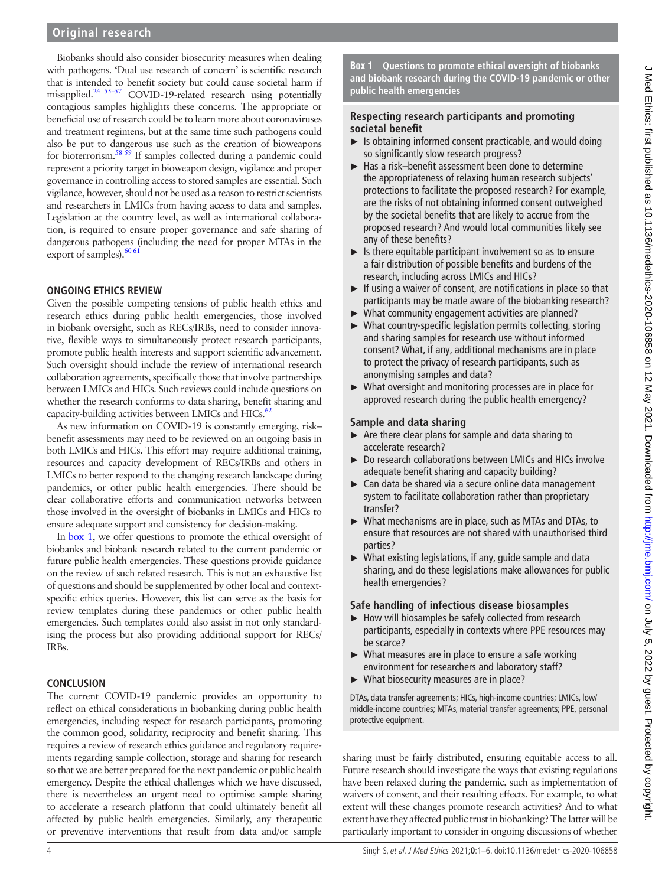Biobanks should also consider biosecurity measures when dealing with pathogens. 'Dual use research of concern' is scientific research that is intended to benefit society but could cause societal harm if misapplied.[24 55–57] COVID-19-related research using potentially contagious samples highlights these concerns. The appropriate or beneficial use of research could be to learn more about coronaviruses and treatment regimens, but at the same time such pathogens could also be put to dangerous use such as the creation of bioweapons for bioterrorism.[58 59] If samples collected during a pandemic could represent a priority target in bioweapon design, vigilance and proper governance in controlling access to stored samples are essential. Such vigilance, however, should not be used as a reason to restrict scientists and researchers in LMICs from having access to data and samples. Legislation at the country level, as well as international collaboration, is required to ensure proper governance and safe sharing of dangerous pathogens (including the need for proper MTAs in the export of samples).[60 61]

## ONGOING ETHICS REVIEW

Given the possible competing tensions of public health ethics and research ethics during public health emergencies, those involved in biobank oversight, such as RECs/IRBs, need to consider innovative, flexible ways to simultaneously protect research participants, promote public health interests and support scientific advancement. Such oversight should include the review of international research collaboration agreements, specifically those that involve partnerships between LMICs and HICs. Such reviews could include questions on whether the research conforms to data sharing, benefit sharing and capacity-building activities between LMICs and HICs.[62]

As new information on COVID-19 is constantly emerging, risk–benefit assessments may need to be reviewed on an ongoing basis in both LMICs and HICs. This effort may require additional training, resources and capacity development of RECs/IRBs and others in LMICs to better respond to the changing research landscape during pandemics, or other public health emergencies. There should be clear collaborative efforts and communication networks between those involved in the oversight of biobanks in LMICs and HICs to ensure adequate support and consistency for decision-making.

In box 1, we offer questions to promote the ethical oversight of biobanks and biobank research related to the current pandemic or future public health emergencies. These questions provide guidance on the review of such related research. This is not an exhaustive list of questions and should be supplemented by other local and context-specific ethics queries. However, this list can serve as the basis for review templates during these pandemics or other public health emergencies. Such templates could also assist in not only standardising the process but also providing additional support for RECs/IRBs.

## CONCLUSION

The current COVID-19 pandemic provides an opportunity to reflect on ethical considerations in biobanking during public health emergencies, including respect for research participants, promoting the common good, solidarity, reciprocity and benefit sharing. This requires a review of research ethics guidance and regulatory requirements regarding sample collection, storage and sharing for research so that we are better prepared for the next pandemic or public health emergency. Despite the ethical challenges which we have discussed, there is nevertheless an urgent need to optimise sample sharing to accelerate a research platform that could ultimately benefit all affected by public health emergencies. Similarly, any therapeutic or preventive interventions that result from data and/or sample sharing must be fairly distributed, ensuring equitable access to all. Future research should investigate the ways that existing regulations have been relaxed during the pandemic, such as implementation of waivers of consent, and their resulting effects. For example, to what extent will these changes promote research activities? And to what extent have they affected public trust in biobanking? The latter will be particularly important to consider in ongoing discussions of whether

**Box 1 Questions to promote ethical oversight of biobanks and biobank research during the COVID-19 pandemic or other public health emergencies**

**Respecting research participants and promoting societal benefit**

- Is obtaining informed consent practicable, and would doing so significantly slow research progress?
- Has a risk–benefit assessment been done to determine the appropriateness of relaxing human research subjects' protections to facilitate the proposed research? For example, are the risks of not obtaining informed consent outweighed by the societal benefits that are likely to accrue from the proposed research? And would local communities likely see any of these benefits?
- Is there equitable participant involvement so as to ensure a fair distribution of possible benefits and burdens of the research, including across LMICs and HICs?
- If using a waiver of consent, are notifications in place so that participants may be made aware of the biobanking research?
- What community engagement activities are planned?
- What country-specific legislation permits collecting, storing and sharing samples for research use without informed consent? What, if any, additional mechanisms are in place to protect the privacy of research participants, such as anonymising samples and data?
- What oversight and monitoring processes are in place for approved research during the public health emergency?

**Sample and data sharing**

- Are there clear plans for sample and data sharing to accelerate research?
- Do research collaborations between LMICs and HICs involve adequate benefit sharing and capacity building?
- Can data be shared via a secure online data management system to facilitate collaboration rather than proprietary transfer?
- What mechanisms are in place, such as MTAs and DTAs, to ensure that resources are not shared with unauthorised third parties?
- What existing legislations, if any, guide sample and data sharing, and do these legislations make allowances for public health emergencies?

**Safe handling of infectious disease biosamples**

- How will biosamples be safely collected from research participants, especially in contexts where PPE resources may be scarce?
- What measures are in place to ensure a safe working environment for researchers and laboratory staff?
- What biosecurity measures are in place?

DTAs, data transfer agreements; HICs, high-income countries; LMICs, low/middle-income countries; MTAs, material transfer agreements; PPE, personal protective equipment.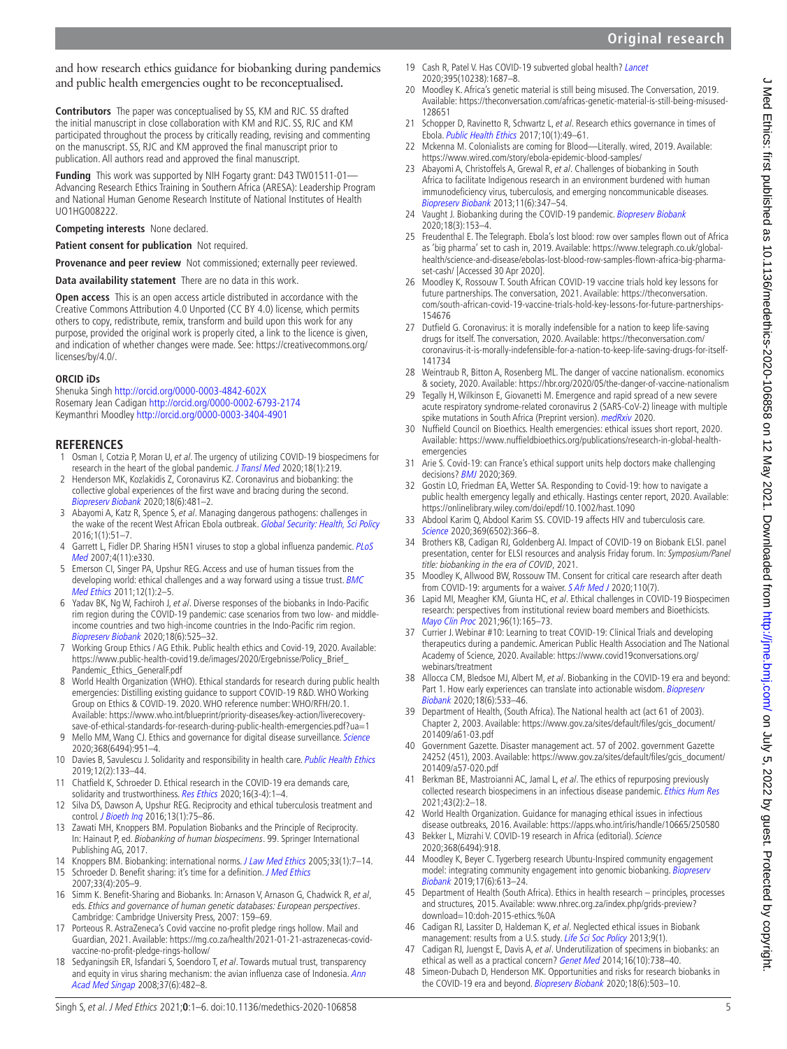and how research ethics guidance for biobanking during pandemics and public health emergencies ought to be reconceptualised.

**Contributors** The paper was conceptualised by SS, KM and RJC. SS drafted the initial manuscript in close collaboration with KM and RJC. SS, RJC and KM participated throughout the process by critically reading, revising and commenting on the manuscript. SS, RJC and KM approved the final manuscript prior to publication. All authors read and approved the final manuscript.

**Funding** This work was supported by NIH Fogarty grant: D43 TW01511-01—Advancing Research Ethics Training in Southern Africa (ARESA): Leadership Program and National Human Genome Research Institute of National Institutes of Health UO1HG008222.

**Competing interests** None declared.

**Patient consent for publication** Not required.

**Provenance and peer review** Not commissioned; externally peer reviewed.

**Data availability statement** There are no data in this work.

**Open access** This is an open access article distributed in accordance with the Creative Commons Attribution 4.0 Unported (CC BY 4.0) license, which permits others to copy, redistribute, remix, transform and build upon this work for any purpose, provided the original work is properly cited, a link to the licence is given, and indication of whether changes were made. See: https://creativecommons.org/licenses/by/4.0/.

**ORCID iDs**

Shenuka Singh http://orcid.org/0000-0003-4842-602X
Rosemary Jean Cadigan http://orcid.org/0000-0002-6793-2174
Keymanthri Moodley http://orcid.org/0000-0003-3404-4901

## REFERENCES

1. Osman I, Cotzia P, Moran U, *et al*. The urgency of utilizing COVID-19 biospecimens for research in the heart of the global pandemic. *J Transl Med* 2020;18(1):219.
2. Henderson MK, Kozlakidis Z, Coronavirus KZ. Coronavirus and biobanking: the collective global experiences of the first wave and bracing during the second. *Biopreserv Biobank* 2020;18(6):481–2.
3. Abayomi A, Katz R, Spence S, *et al*. Managing dangerous pathogens: challenges in the wake of the recent West African Ebola outbreak. *Global Security: Health, Sci Policy* 2016;1(1):51–7.
4. Garrett L, Fidler DP. Sharing H5N1 viruses to stop a global influenza pandemic. *PLoS Med* 2007;4(11):e330.
5. Emerson CI, Singer PA, Upshur REG. Access and use of human tissues from the developing world: ethical challenges and a way forward using a tissue trust. *BMC Med Ethics* 2011;12(1):2–5.
6. Yadav BK, Ng W, Fachiroh J, *et al*. Diverse responses of the biobanks in Indo-Pacific rim region during the COVID-19 pandemic: case scenarios from two low- and middle-income countries and two high-income countries in the Indo-Pacific rim region. *Biopreserv Biobank* 2020;18(6):525–32.
7. Working Group Ethics / AG Ethik. Public health ethics and Covid-19, 2020. Available: https://www.public-health-covid19.de/images/2020/Ergebnisse/Policy_Brief_Pandemic_Ethics_GeneralF.pdf
8. World Health Organization (WHO). Ethical standards for research during public health emergencies: Distilling existing guidance to support COVID-19 R&D. WHO Working Group on Ethics & COVID-19. 2020. WHO reference number: WHO/RFH/20.1. Available: https://www.who.int/blueprint/priority-diseases/key-action/liverecovery-save-of-ethical-standards-for-research-during-public-health-emergencies.pdf?ua=1
9. Mello MM, Wang CJ. Ethics and governance for digital disease surveillance. *Science* 2020;368(6494):951–4.
10. Davies B, Savulescu J. Solidarity and responsibility in health care. *Public Health Ethics* 2019;12(2):133–44.
11. Chatfield K, Schroeder D. Ethical research in the COVID-19 era demands care, solidarity and trustworthiness. *Res Ethics* 2020;16(3-4):1–4.
12. Silva DS, Dawson A, Upshur REG. Reciprocity and ethical tuberculosis treatment and control. *J Bioeth Inq* 2016;13(1):75–86.
13. Zawati MH, Knoppers BM. Population Biobanks and the Principle of Reciprocity. In: Hainaut P, ed. *Biobanking of human biospecimens*. 99. Springer International Publishing AG, 2017.
14. Knoppers BM. Biobanking: international norms. *J Law Med Ethics* 2005;33(1):7–14.
15. Schroeder D. Benefit sharing: it's time for a definition. *J Med Ethics* 2007;33(4):205–9.
16. Simm K. Benefit-Sharing and Biobanks. In: Arnason V, Arnason G, Chadwick R, *et al*, eds. *Ethics and governance of human genetic databases: European perspectives*. Cambridge: Cambridge University Press, 2007: 159–69.
17. Porteous R. AstraZeneca's Covid vaccine no-profit pledge rings hollow. Mail and Guardian, 2021. Available: https://mg.co.za/health/2021-01-21-astrazenecas-covid-vaccine-no-profit-pledge-rings-hollow/
18. Sedyaningsih ER, Isfandari S, Soendoro T, *et al*. Towards mutual trust, transparency and equity in virus sharing mechanism: the avian influenza case of Indonesia. *Ann Acad Med Singap* 2008;37(6):482–8.
19. Cash R, Patel V. Has COVID-19 subverted global health? *Lancet* 2020;395(10238):1687–8.
20. Moodley K. Africa's genetic material is still being misused. The Conversation, 2019. Available: https://theconversation.com/africas-genetic-material-is-still-being-misused-128651
21. Schopper D, Ravinetto R, Schwartz L, *et al*. Research ethics governance in times of Ebola. *Public Health Ethics* 2017;10(1):49–61.
22. Mckenna M. Colonialists are coming for Blood—Literally. wired, 2019. Available: https://www.wired.com/story/ebola-epidemic-blood-samples/
23. Abayomi A, Christoffels A, Grewal R, *et al*. Challenges of biobanking in South Africa to facilitate Indigenous research in an environment burdened with human immunodeficiency virus, tuberculosis, and emerging noncommunicable diseases. *Biopreserv Biobank* 2013;11(6):347–54.
24. Vaught J. Biobanking during the COVID-19 pandemic. *Biopreserv Biobank* 2020;18(3):153–4.
25. Freudenthal E. The Telegraph. Ebola's lost blood: row over samples flown out of Africa as 'big pharma' set to cash in, 2019. Available: https://www.telegraph.co.uk/global-health/science-and-disease/ebolas-lost-blood-row-samples-flown-africa-big-pharma-set-cash/ [Accessed 30 Apr 2020].
26. Moodley K, Rossouw T. South African COVID-19 vaccine trials hold key lessons for future partnerships. The conversation, 2021. Available: https://theconversation.com/south-african-covid-19-vaccine-trials-hold-key-lessons-for-future-partnerships-154676
27. Dutfield G. Coronavirus: it is morally indefensible for a nation to keep life-saving drugs for itself. The conversation, 2020. Available: https://theconversation.com/coronavirus-it-is-morally-indefensible-for-a-nation-to-keep-life-saving-drugs-for-itself-141734
28. Weintraub R, Bitton A, Rosenberg ML. The danger of vaccine nationalism. economics & society, 2020. Available: https://hbr.org/2020/05/the-danger-of-vaccine-nationalism
29. Tegally H, Wilkinson E, Giovanetti M. Emergence and rapid spread of a new severe acute respiratory syndrome-related coronavirus 2 (SARS-CoV-2) lineage with multiple spike mutations in South Africa (Preprint version). *medRxiv* 2020.
30. Nuffield Council on Bioethics. Health emergencies: ethical issues short report, 2020. Available: https://www.nuffieldbioethics.org/publications/research-in-global-health-emergencies
31. Arie S. Covid-19: can France's ethical support units help doctors make challenging decisions? *BMJ* 2020;369.
32. Gostin LO, Friedman EA, Wetter SA. Responding to Covid-19: how to navigate a public health emergency legally and ethically. Hastings center report, 2020. Available: https://onlinelibrary.wiley.com/doi/epdf/10.1002/hast.1090
33. Abdool Karim Q, Abdool Karim SS. COVID-19 affects HIV and tuberculosis care. *Science* 2020;369(6502):366–8.
34. Brothers KB, Cadigan RJ, Goldenberg AJ. Impact of COVID-19 on Biobank ELSI. panel presentation, center for ELSI resources and analysis Friday forum. In: *Symposium/Panel title: biobanking in the era of COVID*, 2021.
35. Moodley K, Allwood BW, Rossouw TM. Consent for critical care research after death from COVID-19: arguments for a waiver. *S Afr Med J* 2020;110(7).
36. Lapid MI, Meagher KM, Giunta HC, *et al*. Ethical challenges in COVID-19 Biospecimen research: perspectives from institutional review board members and Bioethicists. *Mayo Clin Proc* 2021;96(1):165–73.
37. Currier J. Webinar #10: Learning to treat COVID-19: Clinical Trials and developing therapeutics during a pandemic. American Public Health Association and The National Academy of Science, 2020. Available: https://www.covid19conversations.org/webinars/treatment
38. Allocca CM, Bledsoe MJ, Albert M, *et al*. Biobanking in the COVID-19 era and beyond: Part 1. How early experiences can translate into actionable wisdom. *Biopreserv Biobank* 2020;18(6):533–46.
39. Department of Health, (South Africa). The National health act (act 61 of 2003). Chapter 2, 2003. Available: https://www.gov.za/sites/default/files/gcis_document/201409/a61-03.pdf
40. Government Gazette. Disaster management act. 57 of 2002. government Gazette 24252 (451), 2003. Available: https://www.gov.za/sites/default/files/gcis_document/201409/a57-020.pdf
41. Berkman BE, Mastroianni AC, Jamal L, *et al*. The ethics of repurposing previously collected research biospecimens in an infectious disease pandemic. *Ethics Hum Res* 2021;43(2):2–18.
42. World Health Organization. Guidance for managing ethical issues in infectious disease outbreaks, 2016. Available: https://apps.who.int/iris/handle/10665/250580
43. Bekker L, Mizrahi V. COVID-19 research in Africa (editorial). *Science* 2020;368(6494):918.
44. Moodley K, Beyer C. Tygerberg research Ubuntu-Inspired community engagement model: integrating community engagement into genomic biobanking. *Biopreserv Biobank* 2019;17(6):613–24.
45. Department of Health (South Africa). Ethics in health research – principles, processes and structures, 2015. Available: www.nhrec.org.za/index.php/grids-preview?download=10:doh-2015-ethics.%0A
46. Cadigan RJ, Lassiter D, Haldeman K, *et al*. Neglected ethical issues in Biobank management: results from a U.S. study. *Life Sci Soc Policy* 2013;9(1).
47. Cadigan RJ, Juengst E, Davis A, *et al*. Underutilization of specimens in biobanks: an ethical as well as a practical concern? *Genet Med* 2014;16(10):738–40.
48. Simeon-Dubach D, Henderson MK. Opportunities and risks for research biobanks in the COVID-19 era and beyond. *Biopreserv Biobank* 2020;18(6):503–10.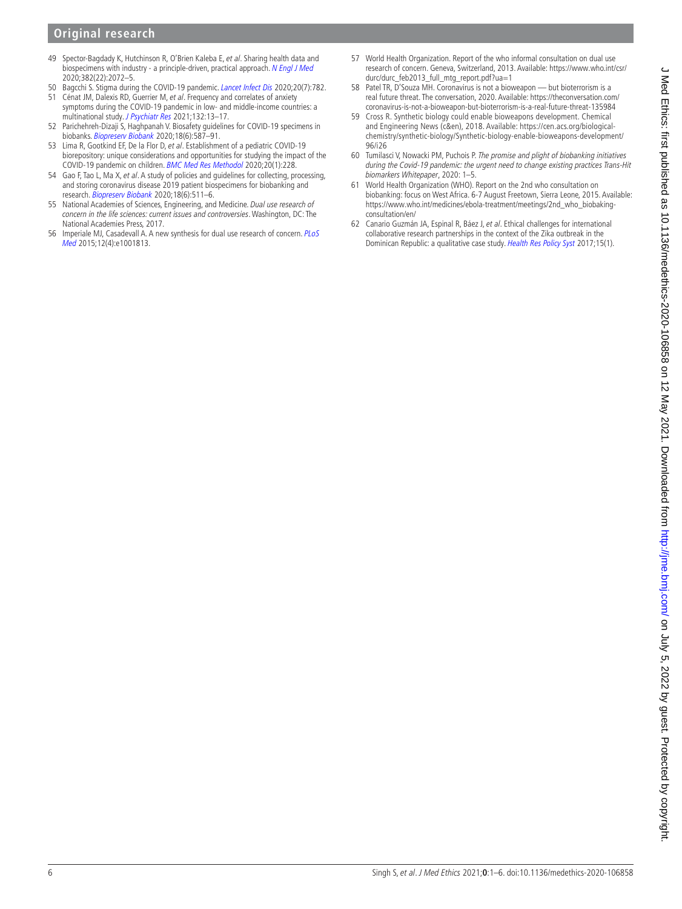49 Spector-Bagdady K, Hutchinson R, O'Brien Kaleba E, *et al*. Sharing health data and biospecimens with industry - a principle-driven, practical approach. *N Engl J Med* 2020;382(22):2072–5.

50 Bagcchi S. Stigma during the COVID-19 pandemic. *Lancet Infect Dis* 2020;20(7):782.

51 Cénat JM, Dalexis RD, Guerrier M, *et al*. Frequency and correlates of anxiety symptoms during the COVID-19 pandemic in low- and middle-income countries: a multinational study. *J Psychiatr Res* 2021;132:13–17.

52 Parichehreh-Dizaji S, Haghpanah V. Biosafety guidelines for COVID-19 specimens in biobanks. *Biopreserv Biobank* 2020;18(6):587–91.

53 Lima R, Gootkind EF, De la Flor D, *et al*. Establishment of a pediatric COVID-19 biorepository: unique considerations and opportunities for studying the impact of the COVID-19 pandemic on children. *BMC Med Res Methodol* 2020;20(1):228.

54 Gao F, Tao L, Ma X, *et al*. A study of policies and guidelines for collecting, processing, and storing coronavirus disease 2019 patient biospecimens for biobanking and research. *Biopreserv Biobank* 2020;18(6):511–6.

55 National Academies of Sciences, Engineering, and Medicine. *Dual use research of concern in the life sciences: current issues and controversies*. Washington, DC: The National Academies Press, 2017.

56 Imperiale MJ, Casadevall A. A new synthesis for dual use research of concern. *PLoS Med* 2015;12(4):e1001813.

57 World Health Organization. Report of the who informal consultation on dual use research of concern. Geneva, Switzerland, 2013. Available: https://www.who.int/csr/durc/durc_feb2013_full_mtg_report.pdf?ua=1

58 Patel TR, D'Souza MH. Coronavirus is not a bioweapon — but bioterrorism is a real future threat. The conversation, 2020. Available: https://theconversation.com/coronavirus-is-not-a-bioweapon-but-bioterrorism-is-a-real-future-threat-135984

59 Cross R. Synthetic biology could enable bioweapons development. Chemical and Engineering News (c&en), 2018. Available: https://cen.acs.org/biological-chemistry/synthetic-biology/Synthetic-biology-enable-bioweapons-development/96/i26

60 Tumilasci V, Nowacki PM, Puchois P. *The promise and plight of biobanking initiatives during the Covid-19 pandemic: the urgent need to change existing practices Trans-Hit biomarkers Whitepaper*, 2020: 1–5.

61 World Health Organization (WHO). Report on the 2nd who consultation on biobanking: focus on West Africa. 6-7 August Freetown, Sierra Leone, 2015. Available: https://www.who.int/medicines/ebola-treatment/meetings/2nd_who_biobanking-consultation/en/

62 Canario Guzmán JA, Espinal R, Báez J, *et al*. Ethical challenges for international collaborative research partnerships in the context of the Zika outbreak in the Dominican Republic: a qualitative case study. *Health Res Policy Syst* 2017;15(1).